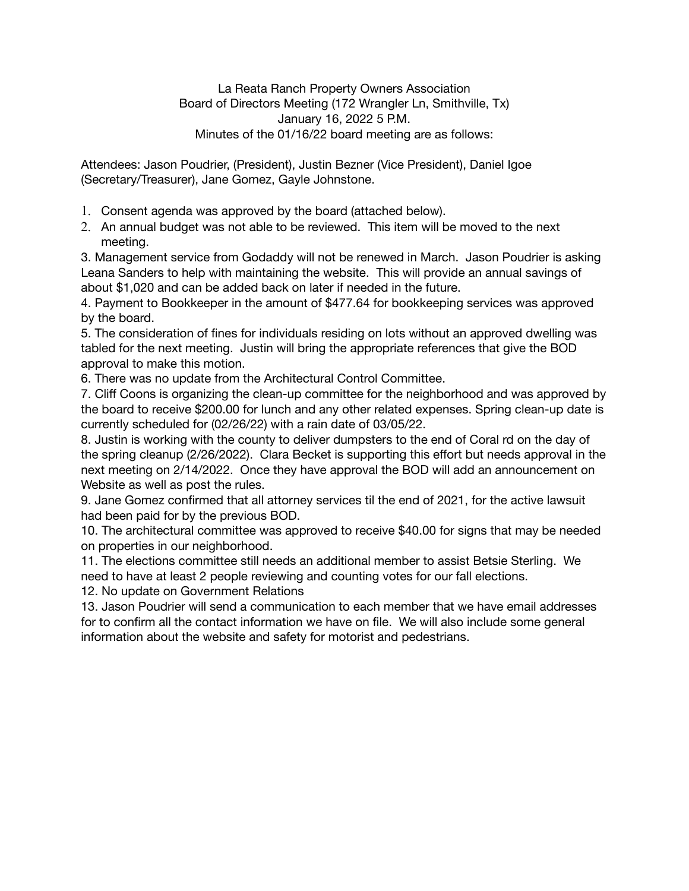La Reata Ranch Property Owners Association
Board of Directors Meeting (172 Wrangler Ln, Smithville, Tx)
January 16, 2022 5 P.M.
Minutes of the 01/16/22 board meeting are as follows:

Attendees: Jason Poudrier, (President), Justin Bezner (Vice President), Daniel Igoe (Secretary/Treasurer), Jane Gomez, Gayle Johnstone.

1. Consent agenda was approved by the board (attached below).
2. An annual budget was not able to be reviewed. This item will be moved to the next meeting.

3. Management service from Godaddy will not be renewed in March. Jason Poudrier is asking Leana Sanders to help with maintaining the website. This will provide an annual savings of about $1,020 and can be added back on later if needed in the future.

4. Payment to Bookkeeper in the amount of $477.64 for bookkeeping services was approved by the board.

5. The consideration of fines for individuals residing on lots without an approved dwelling was tabled for the next meeting. Justin will bring the appropriate references that give the BOD approval to make this motion.

6. There was no update from the Architectural Control Committee.

7. Cliff Coons is organizing the clean-up committee for the neighborhood and was approved by the board to receive $200.00 for lunch and any other related expenses. Spring clean-up date is currently scheduled for (02/26/22) with a rain date of 03/05/22.

8. Justin is working with the county to deliver dumpsters to the end of Coral rd on the day of the spring cleanup (2/26/2022). Clara Becket is supporting this effort but needs approval in the next meeting on 2/14/2022. Once they have approval the BOD will add an announcement on Website as well as post the rules.

9. Jane Gomez confirmed that all attorney services til the end of 2021, for the active lawsuit had been paid for by the previous BOD.

10. The architectural committee was approved to receive $40.00 for signs that may be needed on properties in our neighborhood.

11. The elections committee still needs an additional member to assist Betsie Sterling. We need to have at least 2 people reviewing and counting votes for our fall elections.

12. No update on Government Relations

13. Jason Poudrier will send a communication to each member that we have email addresses for to confirm all the contact information we have on file. We will also include some general information about the website and safety for motorist and pedestrians.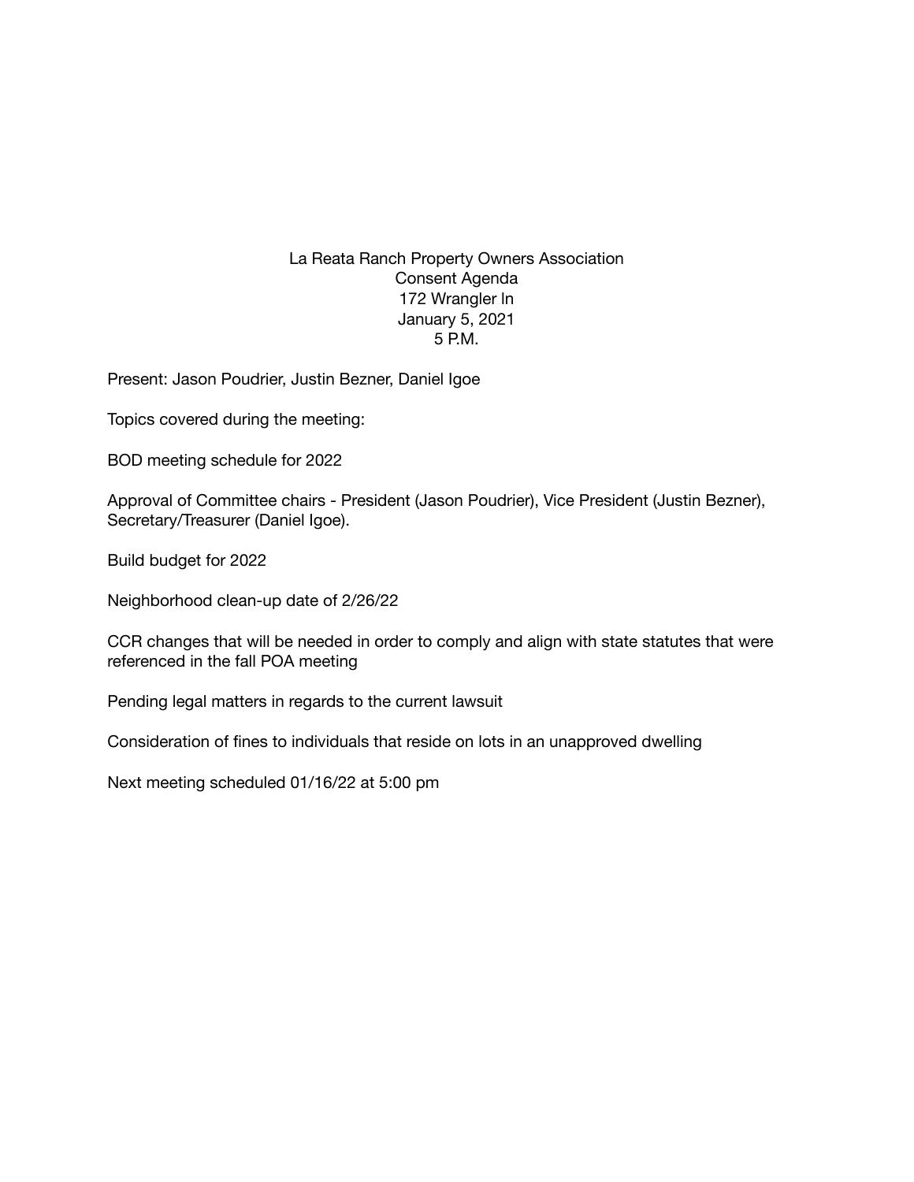La Reata Ranch Property Owners Association
Consent Agenda
172 Wrangler ln
January 5, 2021
5 P.M.

Present: Jason Poudrier, Justin Bezner, Daniel Igoe

Topics covered during the meeting:

BOD meeting schedule for 2022

Approval of Committee chairs - President (Jason Poudrier), Vice President (Justin Bezner), Secretary/Treasurer (Daniel Igoe).

Build budget for 2022

Neighborhood clean-up date of 2/26/22

CCR changes that will be needed in order to comply and align with state statutes that were referenced in the fall POA meeting

Pending legal matters in regards to the current lawsuit

Consideration of fines to individuals that reside on lots in an unapproved dwelling

Next meeting scheduled 01/16/22 at 5:00 pm